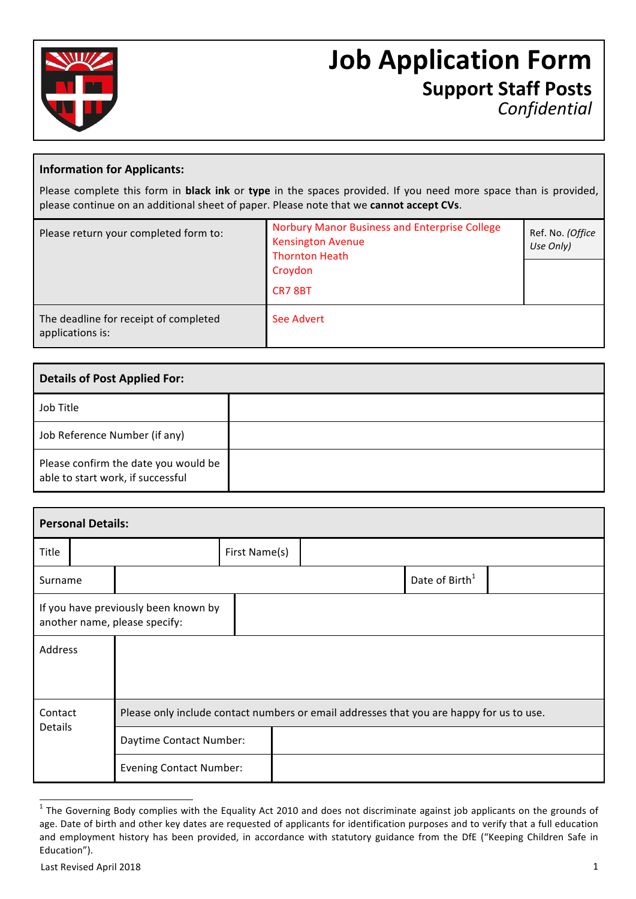# Job Application Form

## Support Staff Posts

*Confidential*

**Information for Applicants:**

Please complete this form in **black ink** or **type** in the spaces provided. If you need more space than is provided, please continue on an additional sheet of paper. Please note that we **cannot accept CVs**.

| | | |
|---|---|---|
| Please return your completed form to: | Norbury Manor Business and Enterprise College<br>Kensington Avenue<br>Thornton Heath<br>Croydon<br>CR7 8BT | Ref. No. *(Office Use Only)* |
| The deadline for receipt of completed applications is: | See Advert | |

| **Details of Post Applied For:** | |
|---|---|
| Job Title | |
| Job Reference Number (if any) | |
| Please confirm the date you would be able to start work, if successful | |

| **Personal Details:** | | | |
|---|---|---|---|
| Title | | First Name(s) | |
| Surname | | Date of Birth[1] | |
| If you have previously been known by another name, please specify: | | | |
| Address | | | |
| Contact Details | Please only include contact numbers or email addresses that you are happy for us to use. | | |
| | Daytime Contact Number: | | |
| | Evening Contact Number: | | |

[1] The Governing Body complies with the Equality Act 2010 and does not discriminate against job applicants on the grounds of age. Date of birth and other key dates are requested of applicants for identification purposes and to verify that a full education and employment history has been provided, in accordance with statutory guidance from the DfE ("Keeping Children Safe in Education").

Last Revised April 2018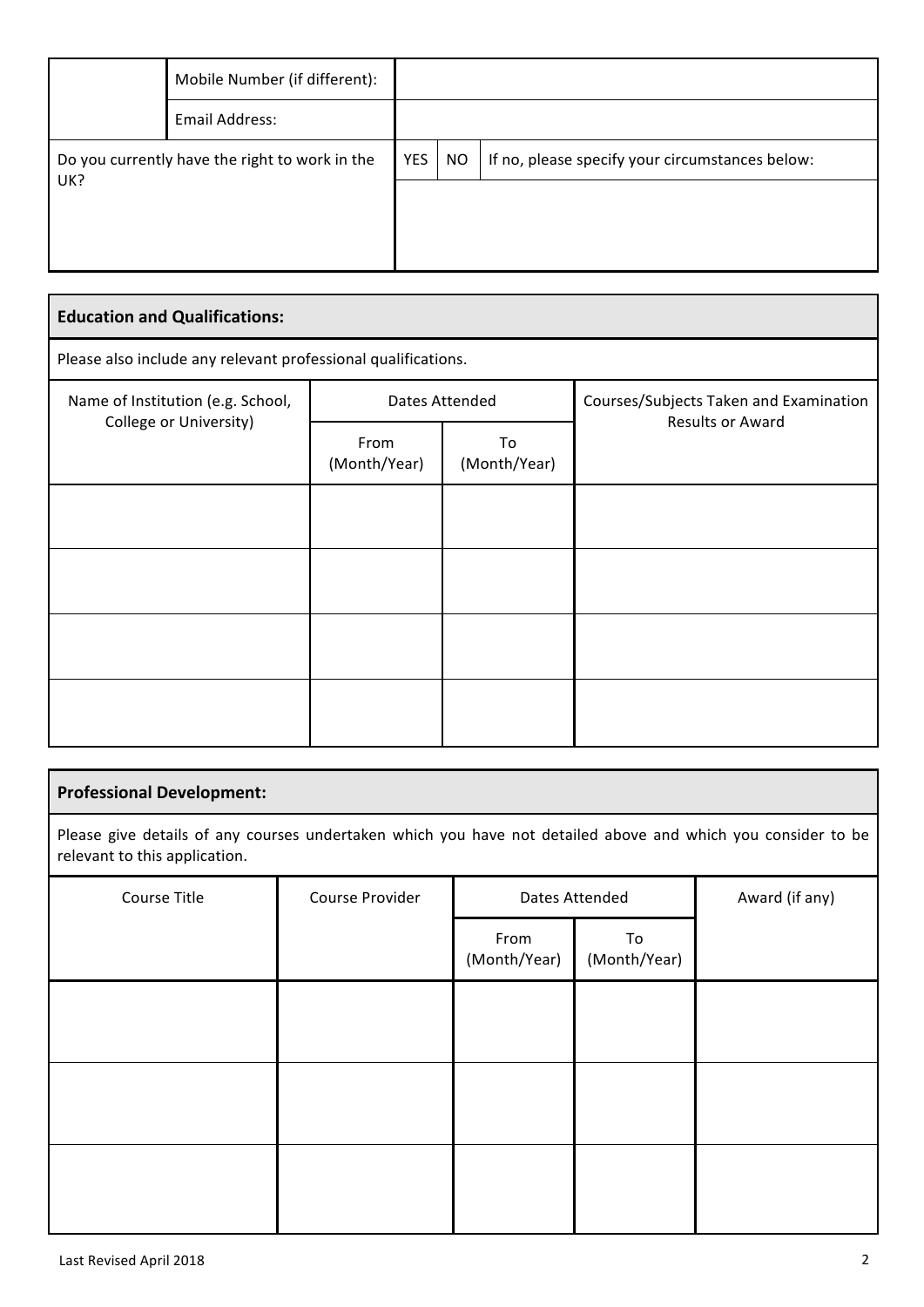| | | |
|---|---|---|
| | Mobile Number (if different): | |
| | Email Address: | |

| Do you currently have the right to work in the UK? | YES | NO | If no, please specify your circumstances below: |
|---|---|---|---|
| | | | |

## Education and Qualifications:

Please also include any relevant professional qualifications.

| Name of Institution (e.g. School, College or University) | Dates Attended | | Courses/Subjects Taken and Examination Results or Award |
|---|---|---|---|
| | From (Month/Year) | To (Month/Year) | |
| | | | |
| | | | |
| | | | |
| | | | |

## Professional Development:

Please give details of any courses undertaken which you have not detailed above and which you consider to be relevant to this application.

| Course Title | Course Provider | Dates Attended | | Award (if any) |
|---|---|---|---|---|
| | | From (Month/Year) | To (Month/Year) | |
| | | | | |
| | | | | |
| | | | | |

Last Revised April 2018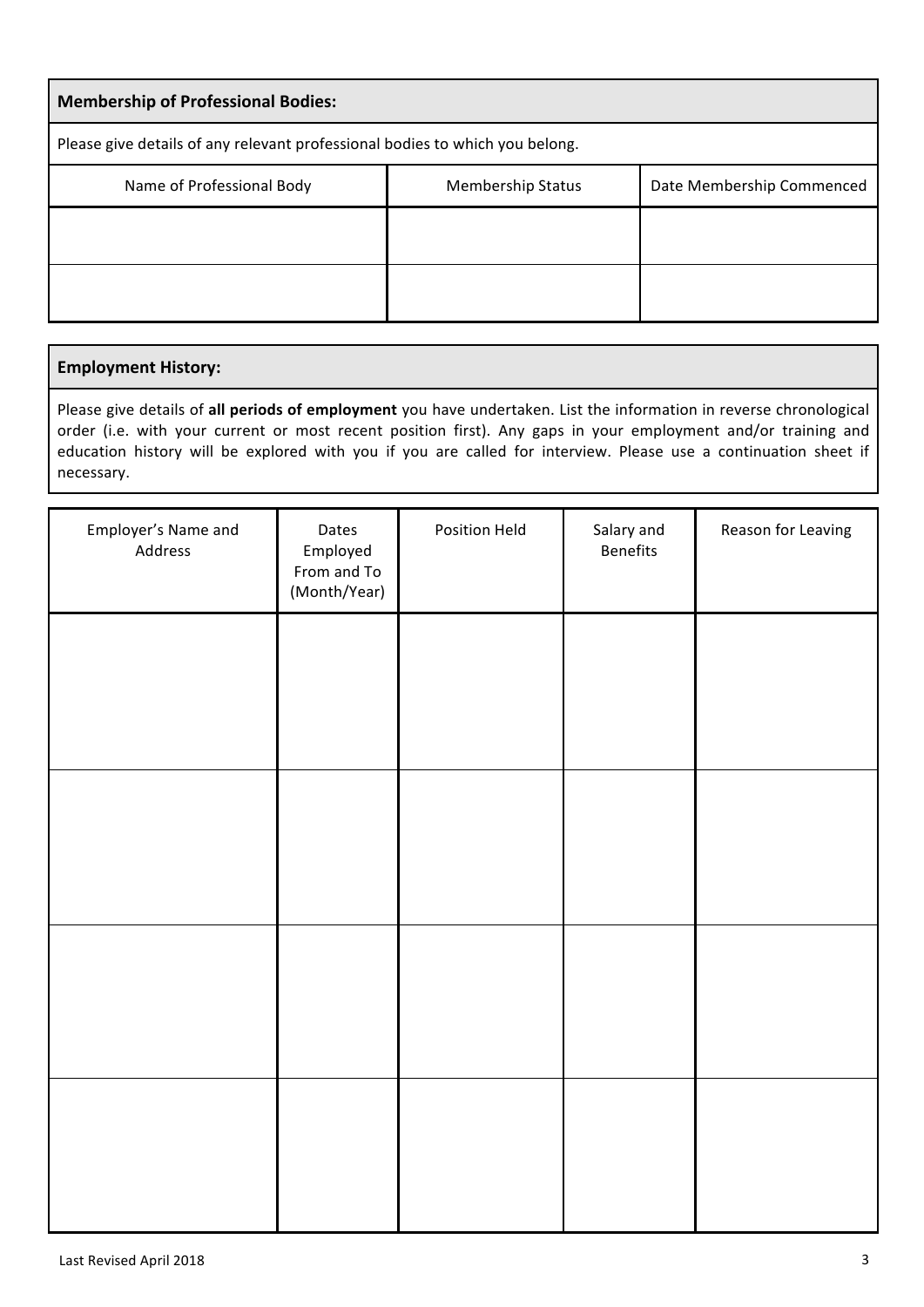## Membership of Professional Bodies:

Please give details of any relevant professional bodies to which you belong.

| Name of Professional Body | Membership Status | Date Membership Commenced |
|---|---|---|
| | | |
| | | |

## Employment History:

Please give details of **all periods of employment** you have undertaken. List the information in reverse chronological order (i.e. with your current or most recent position first). Any gaps in your employment and/or training and education history will be explored with you if you are called for interview. Please use a continuation sheet if necessary.

| Employer's Name and Address | Dates Employed From and To (Month/Year) | Position Held | Salary and Benefits | Reason for Leaving |
|---|---|---|---|---|
| | | | | |
| | | | | |
| | | | | |
| | | | | |

Last Revised April 2018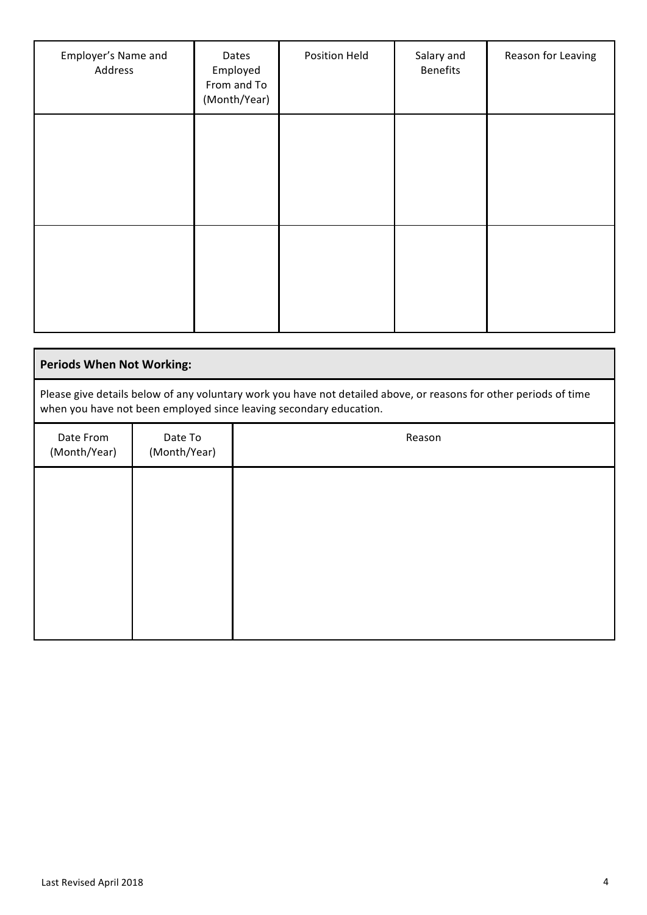| Employer's Name and Address | Dates Employed From and To (Month/Year) | Position Held | Salary and Benefits | Reason for Leaving |
|---|---|---|---|---|
| | | | | |
| | | | | |

**Periods When Not Working:**

Please give details below of any voluntary work you have not detailed above, or reasons for other periods of time when you have not been employed since leaving secondary education.

| Date From (Month/Year) | Date To (Month/Year) | Reason |
|---|---|---|
| | | |

Last Revised April 2018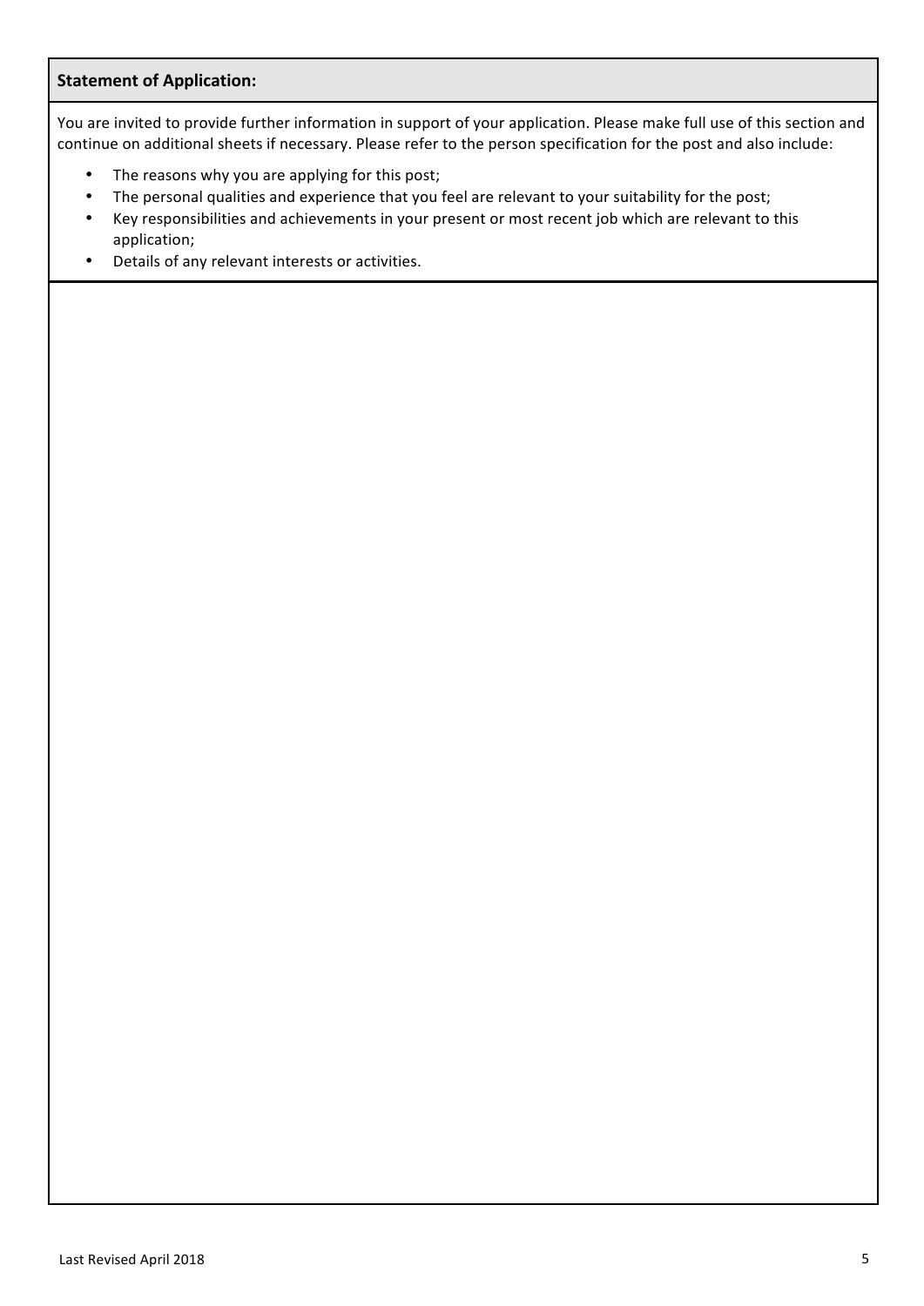**Statement of Application:**

You are invited to provide further information in support of your application. Please make full use of this section and continue on additional sheets if necessary. Please refer to the person specification for the post and also include:

- The reasons why you are applying for this post;
- The personal qualities and experience that you feel are relevant to your suitability for the post;
- Key responsibilities and achievements in your present or most recent job which are relevant to this application;
- Details of any relevant interests or activities.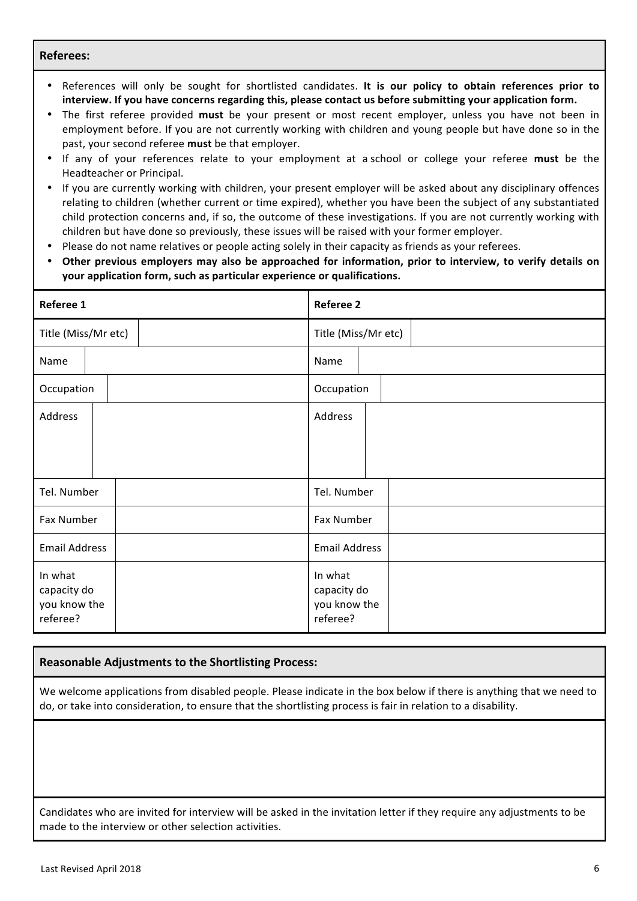## Referees:

- References will only be sought for shortlisted candidates. **It is our policy to obtain references prior to interview. If you have concerns regarding this, please contact us before submitting your application form.**
- The first referee provided **must** be your present or most recent employer, unless you have not been in employment before. If you are not currently working with children and young people but have done so in the past, your second referee **must** be that employer.
- If any of your references relate to your employment at a school or college your referee **must** be the Headteacher or Principal.
- If you are currently working with children, your present employer will be asked about any disciplinary offences relating to children (whether current or time expired), whether you have been the subject of any substantiated child protection concerns and, if so, the outcome of these investigations. If you are not currently working with children but have done so previously, these issues will be raised with your former employer.
- Please do not name relatives or people acting solely in their capacity as friends as your referees.
- **Other previous employers may also be approached for information, prior to interview, to verify details on your application form, such as particular experience or qualifications.**

| **Referee 1** | | **Referee 2** | |
|---|---|---|---|
| Title (Miss/Mr etc) | | Title (Miss/Mr etc) | |
| Name | | Name | |
| Occupation | | Occupation | |
| Address | | Address | |
| Tel. Number | | Tel. Number | |
| Fax Number | | Fax Number | |
| Email Address | | Email Address | |
| In what capacity do you know the referee? | | In what capacity do you know the referee? | |

## Reasonable Adjustments to the Shortlisting Process:

We welcome applications from disabled people. Please indicate in the box below if there is anything that we need to do, or take into consideration, to ensure that the shortlisting process is fair in relation to a disability.

Candidates who are invited for interview will be asked in the invitation letter if they require any adjustments to be made to the interview or other selection activities.

Last Revised April 2018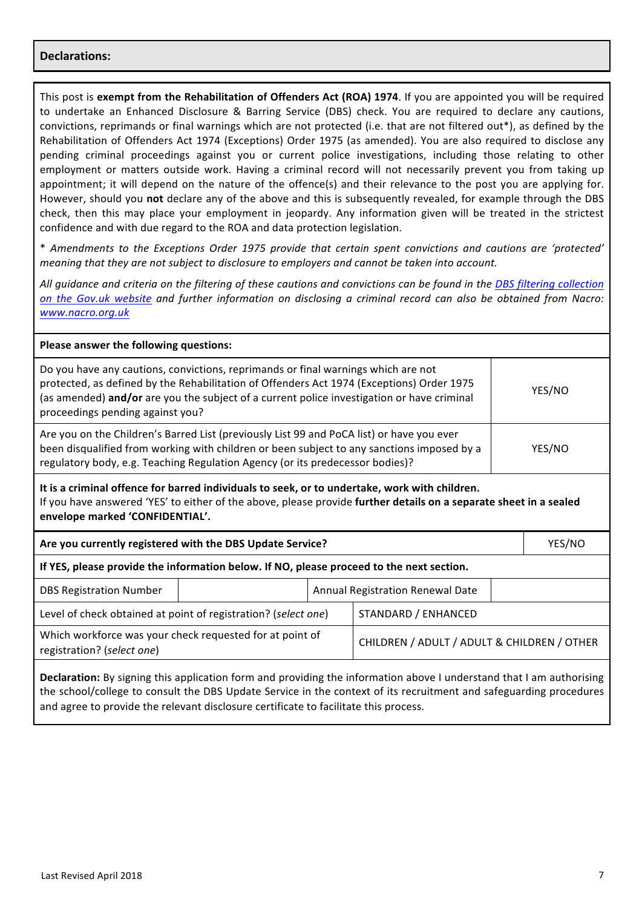## Declarations:

This post is **exempt from the Rehabilitation of Offenders Act (ROA) 1974**. If you are appointed you will be required to undertake an Enhanced Disclosure & Barring Service (DBS) check. You are required to declare any cautions, convictions, reprimands or final warnings which are not protected (i.e. that are not filtered out*), as defined by the Rehabilitation of Offenders Act 1974 (Exceptions) Order 1975 (as amended). You are also required to disclose any pending criminal proceedings against you or current police investigations, including those relating to other employment or matters outside work. Having a criminal record will not necessarily prevent you from taking up appointment; it will depend on the nature of the offence(s) and their relevance to the post you are applying for. However, should you **not** declare any of the above and this is subsequently revealed, for example through the DBS check, then this may place your employment in jeopardy. Any information given will be treated in the strictest confidence and with due regard to the ROA and data protection legislation.

*\* Amendments to the Exceptions Order 1975 provide that certain spent convictions and cautions are 'protected' meaning that they are not subject to disclosure to employers and cannot be taken into account.*

*All guidance and criteria on the filtering of these cautions and convictions can be found in the DBS filtering collection on the Gov.uk website and further information on disclosing a criminal record can also be obtained from Nacro: www.nacro.org.uk*

**Please answer the following questions:**

| Question | Answer |
|---|---|
| Do you have any cautions, convictions, reprimands or final warnings which are not protected, as defined by the Rehabilitation of Offenders Act 1974 (Exceptions) Order 1975 (as amended) **and/or** are you the subject of a current police investigation or have criminal proceedings pending against you? | YES/NO |
| Are you on the Children's Barred List (previously List 99 and PoCA list) or have you ever been disqualified from working with children or been subject to any sanctions imposed by a regulatory body, e.g. Teaching Regulation Agency (or its predecessor bodies)? | YES/NO |

**It is a criminal offence for barred individuals to seek, or to undertake, work with children.**
If you have answered 'YES' to either of the above, please provide **further details on a separate sheet in a sealed envelope marked 'CONFIDENTIAL'.**

| **Are you currently registered with the DBS Update Service?** | | | YES/NO |
|---|---|---|---|
| **If YES, please provide the information below. If NO, please proceed to the next section.** | | | |
| DBS Registration Number | | Annual Registration Renewal Date | |
| Level of check obtained at point of registration? (*select one*) | | STANDARD / ENHANCED | |
| Which workforce was your check requested for at point of registration? (*select one*) | | CHILDREN / ADULT / ADULT & CHILDREN / OTHER | |

**Declaration:** By signing this application form and providing the information above I understand that I am authorising the school/college to consult the DBS Update Service in the context of its recruitment and safeguarding procedures and agree to provide the relevant disclosure certificate to facilitate this process.

Last Revised April 2018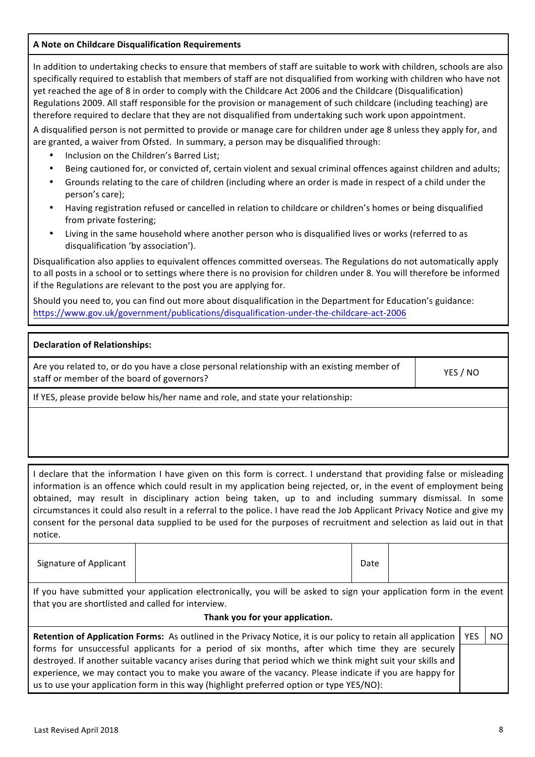**A Note on Childcare Disqualification Requirements**

In addition to undertaking checks to ensure that members of staff are suitable to work with children, schools are also specifically required to establish that members of staff are not disqualified from working with children who have not yet reached the age of 8 in order to comply with the Childcare Act 2006 and the Childcare (Disqualification) Regulations 2009. All staff responsible for the provision or management of such childcare (including teaching) are therefore required to declare that they are not disqualified from undertaking such work upon appointment.

A disqualified person is not permitted to provide or manage care for children under age 8 unless they apply for, and are granted, a waiver from Ofsted. In summary, a person may be disqualified through:

- Inclusion on the Children's Barred List;
- Being cautioned for, or convicted of, certain violent and sexual criminal offences against children and adults;
- Grounds relating to the care of children (including where an order is made in respect of a child under the person's care);
- Having registration refused or cancelled in relation to childcare or children's homes or being disqualified from private fostering;
- Living in the same household where another person who is disqualified lives or works (referred to as disqualification 'by association').

Disqualification also applies to equivalent offences committed overseas. The Regulations do not automatically apply to all posts in a school or to settings where there is no provision for children under 8. You will therefore be informed if the Regulations are relevant to the post you are applying for.

Should you need to, you can find out more about disqualification in the Department for Education's guidance: https://www.gov.uk/government/publications/disqualification-under-the-childcare-act-2006

**Declaration of Relationships:**

| Are you related to, or do you have a close personal relationship with an existing member of staff or member of the board of governors? | YES / NO |
|---|---|

If YES, please provide below his/her name and role, and state your relationship:

I declare that the information I have given on this form is correct. I understand that providing false or misleading information is an offence which could result in my application being rejected, or, in the event of employment being obtained, may result in disciplinary action being taken, up to and including summary dismissal. In some circumstances it could also result in a referral to the police. I have read the Job Applicant Privacy Notice and give my consent for the personal data supplied to be used for the purposes of recruitment and selection as laid out in that notice.

| Signature of Applicant | | Date | |
|---|---|---|---|

If you have submitted your application electronically, you will be asked to sign your application form in the event that you are shortlisted and called for interview.

**Thank you for your application.**

| **Retention of Application Forms:** As outlined in the Privacy Notice, it is our policy to retain all application forms for unsuccessful applicants for a period of six months, after which time they are securely destroyed. If another suitable vacancy arises during that period which we think might suit your skills and experience, we may contact you to make you aware of the vacancy. Please indicate if you are happy for us to use your application form in this way (highlight preferred option or type YES/NO): | YES | NO |
|---|---|---|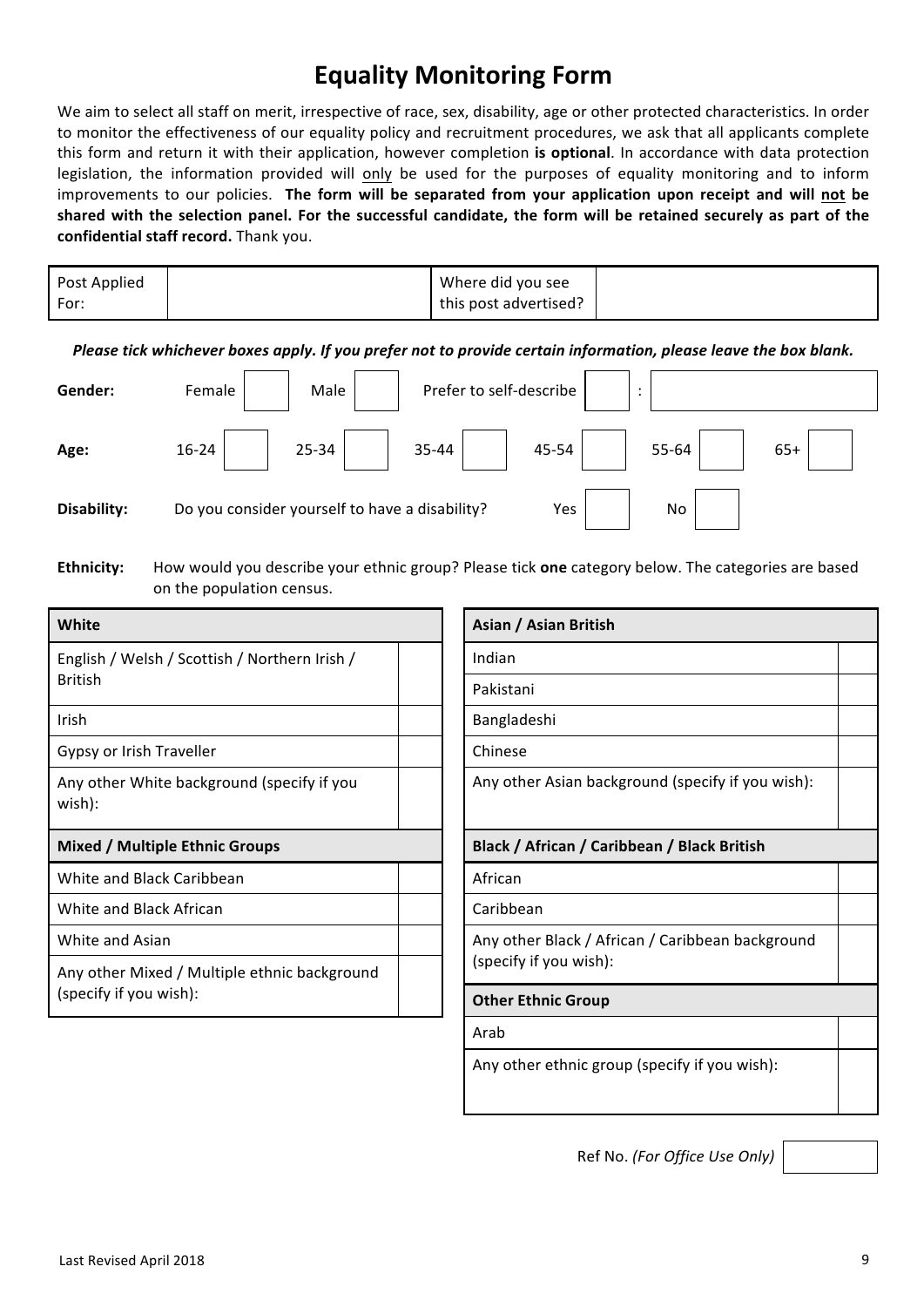# Equality Monitoring Form

We aim to select all staff on merit, irrespective of race, sex, disability, age or other protected characteristics. In order to monitor the effectiveness of our equality policy and recruitment procedures, we ask that all applicants complete this form and return it with their application, however completion **is optional**. In accordance with data protection legislation, the information provided will only be used for the purposes of equality monitoring and to inform improvements to our policies. **The form will be separated from your application upon receipt and will not be shared with the selection panel. For the successful candidate, the form will be retained securely as part of the confidential staff record.** Thank you.

| | | | |
|---|---|---|---|
| Post Applied For: | | Where did you see this post advertised? | |

***Please tick whichever boxes apply. If you prefer not to provide certain information, please leave the box blank.***

**Gender:** Female ☐ Male ☐ Prefer to self-describe ☐ : ________

**Age:** 16-24 ☐ 25-34 ☐ 35-44 ☐ 45-54 ☐ 55-64 ☐ 65+ ☐

**Disability:** Do you consider yourself to have a disability? Yes ☐ No ☐

**Ethnicity:** How would you describe your ethnic group? Please tick **one** category below. The categories are based on the population census.

| **White** | |
|---|---|
| English / Welsh / Scottish / Northern Irish / British | |
| Irish | |
| Gypsy or Irish Traveller | |
| Any other White background (specify if you wish): | |
| **Mixed / Multiple Ethnic Groups** | |
| White and Black Caribbean | |
| White and Black African | |
| White and Asian | |
| Any other Mixed / Multiple ethnic background (specify if you wish): | |

| **Asian / Asian British** | |
|---|---|
| Indian | |
| Pakistani | |
| Bangladeshi | |
| Chinese | |
| Any other Asian background (specify if you wish): | |
| **Black / African / Caribbean / Black British** | |
| African | |
| Caribbean | |
| Any other Black / African / Caribbean background (specify if you wish): | |
| **Other Ethnic Group** | |
| Arab | |
| Any other ethnic group (specify if you wish): | |

Ref No. *(For Office Use Only)* ☐

Last Revised April 2018